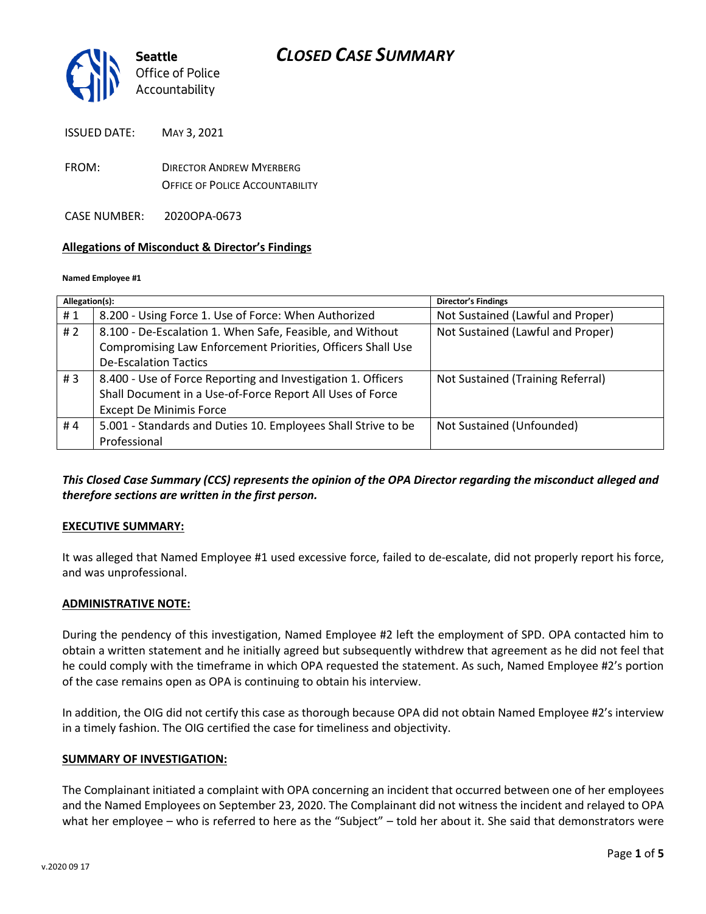# CLOSED CASE SUMMARY

Seattle Office of Police Accountability

ISSUED DATE: MAY 3, 2021

FROM: DIRECTOR ANDREW MYERBERG
OFFICE OF POLICE ACCOUNTABILITY

CASE NUMBER: 2020OPA-0673

**Allegations of Misconduct & Director's Findings**

**Named Employee #1**

| Allegation(s): | | Director's Findings |
|---|---|---|
| # 1 | 8.200 - Using Force 1. Use of Force: When Authorized | Not Sustained (Lawful and Proper) |
| # 2 | 8.100 - De-Escalation 1. When Safe, Feasible, and Without Compromising Law Enforcement Priorities, Officers Shall Use De-Escalation Tactics | Not Sustained (Lawful and Proper) |
| # 3 | 8.400 - Use of Force Reporting and Investigation 1. Officers Shall Document in a Use-of-Force Report All Uses of Force Except De Minimis Force | Not Sustained (Training Referral) |
| # 4 | 5.001 - Standards and Duties 10. Employees Shall Strive to be Professional | Not Sustained (Unfounded) |

***This Closed Case Summary (CCS) represents the opinion of the OPA Director regarding the misconduct alleged and therefore sections are written in the first person.***

**EXECUTIVE SUMMARY:**

It was alleged that Named Employee #1 used excessive force, failed to de-escalate, did not properly report his force, and was unprofessional.

**ADMINISTRATIVE NOTE:**

During the pendency of this investigation, Named Employee #2 left the employment of SPD. OPA contacted him to obtain a written statement and he initially agreed but subsequently withdrew that agreement as he did not feel that he could comply with the timeframe in which OPA requested the statement. As such, Named Employee #2's portion of the case remains open as OPA is continuing to obtain his interview.

In addition, the OIG did not certify this case as thorough because OPA did not obtain Named Employee #2's interview in a timely fashion. The OIG certified the case for timeliness and objectivity.

**SUMMARY OF INVESTIGATION:**

The Complainant initiated a complaint with OPA concerning an incident that occurred between one of her employees and the Named Employees on September 23, 2020. The Complainant did not witness the incident and relayed to OPA what her employee – who is referred to here as the "Subject" – told her about it. She said that demonstrators were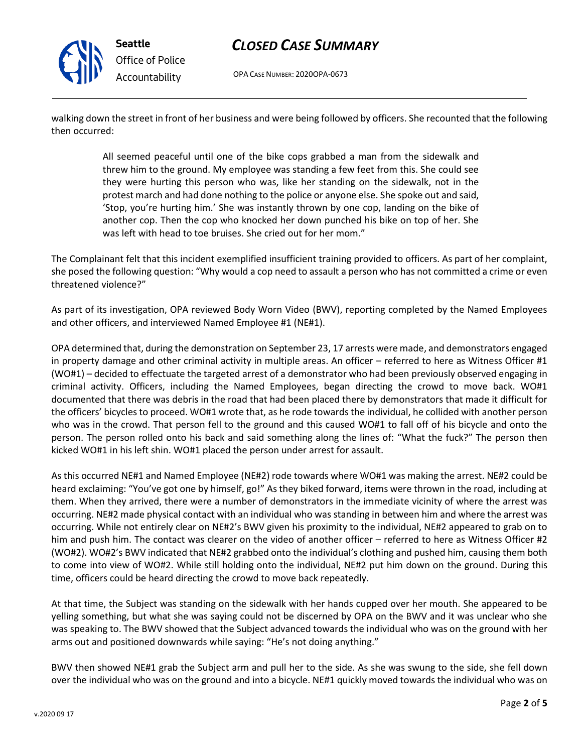walking down the street in front of her business and were being followed by officers. She recounted that the following then occurred:

> All seemed peaceful until one of the bike cops grabbed a man from the sidewalk and threw him to the ground. My employee was standing a few feet from this. She could see they were hurting this person who was, like her standing on the sidewalk, not in the protest march and had done nothing to the police or anyone else. She spoke out and said, 'Stop, you're hurting him.' She was instantly thrown by one cop, landing on the bike of another cop. Then the cop who knocked her down punched his bike on top of her. She was left with head to toe bruises. She cried out for her mom."

The Complainant felt that this incident exemplified insufficient training provided to officers. As part of her complaint, she posed the following question: "Why would a cop need to assault a person who has not committed a crime or even threatened violence?"

As part of its investigation, OPA reviewed Body Worn Video (BWV), reporting completed by the Named Employees and other officers, and interviewed Named Employee #1 (NE#1).

OPA determined that, during the demonstration on September 23, 17 arrests were made, and demonstrators engaged in property damage and other criminal activity in multiple areas. An officer – referred to here as Witness Officer #1 (WO#1) – decided to effectuate the targeted arrest of a demonstrator who had been previously observed engaging in criminal activity. Officers, including the Named Employees, began directing the crowd to move back. WO#1 documented that there was debris in the road that had been placed there by demonstrators that made it difficult for the officers' bicycles to proceed. WO#1 wrote that, as he rode towards the individual, he collided with another person who was in the crowd. That person fell to the ground and this caused WO#1 to fall off of his bicycle and onto the person. The person rolled onto his back and said something along the lines of: "What the fuck?" The person then kicked WO#1 in his left shin. WO#1 placed the person under arrest for assault.

As this occurred NE#1 and Named Employee (NE#2) rode towards where WO#1 was making the arrest. NE#2 could be heard exclaiming: "You've got one by himself, go!" As they biked forward, items were thrown in the road, including at them. When they arrived, there were a number of demonstrators in the immediate vicinity of where the arrest was occurring. NE#2 made physical contact with an individual who was standing in between him and where the arrest was occurring. While not entirely clear on NE#2's BWV given his proximity to the individual, NE#2 appeared to grab on to him and push him. The contact was clearer on the video of another officer – referred to here as Witness Officer #2 (WO#2). WO#2's BWV indicated that NE#2 grabbed onto the individual's clothing and pushed him, causing them both to come into view of WO#2. While still holding onto the individual, NE#2 put him down on the ground. During this time, officers could be heard directing the crowd to move back repeatedly.

At that time, the Subject was standing on the sidewalk with her hands cupped over her mouth. She appeared to be yelling something, but what she was saying could not be discerned by OPA on the BWV and it was unclear who she was speaking to. The BWV showed that the Subject advanced towards the individual who was on the ground with her arms out and positioned downwards while saying: "He's not doing anything."

BWV then showed NE#1 grab the Subject arm and pull her to the side. As she was swung to the side, she fell down over the individual who was on the ground and into a bicycle. NE#1 quickly moved towards the individual who was on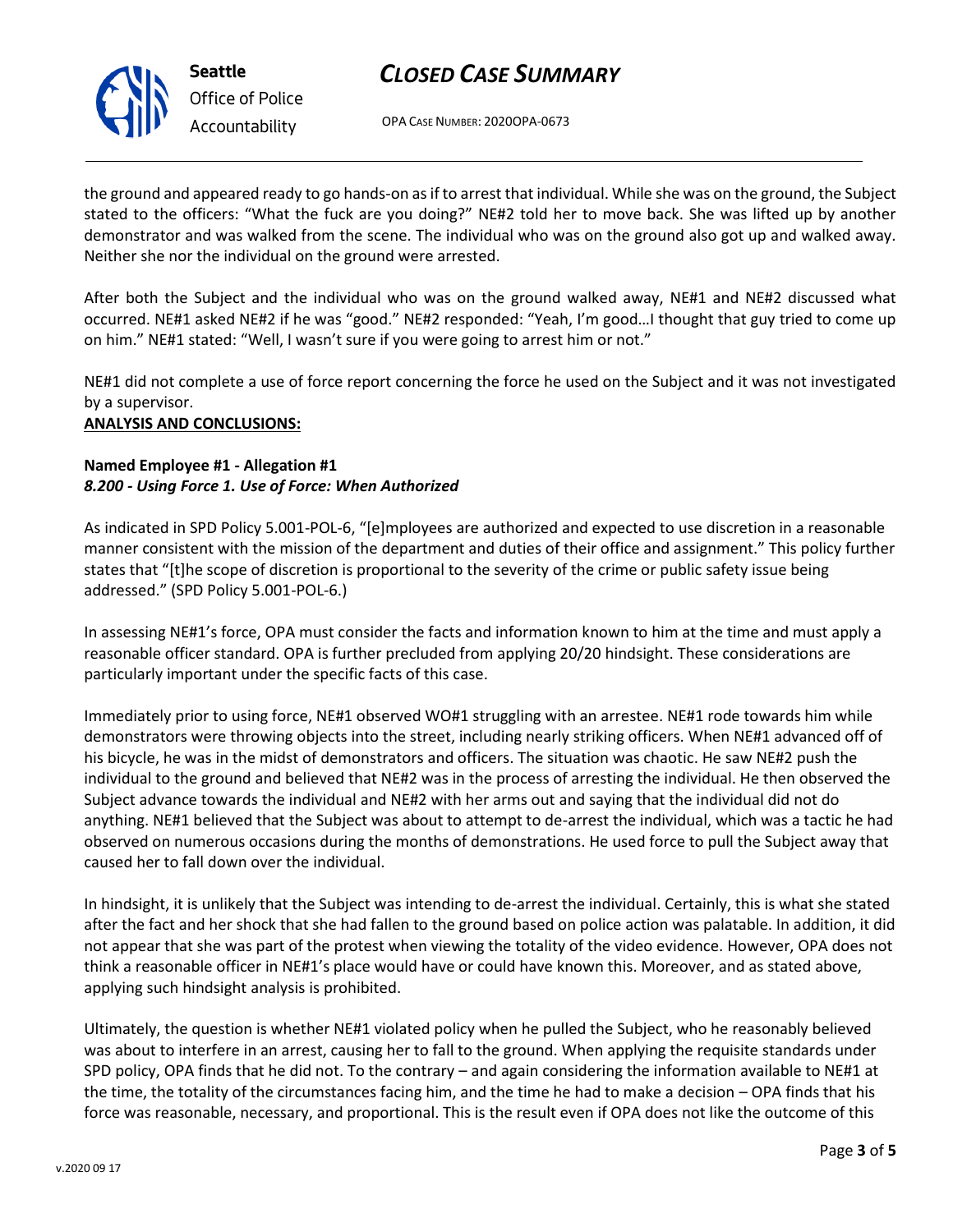the ground and appeared ready to go hands-on as if to arrest that individual. While she was on the ground, the Subject stated to the officers: "What the fuck are you doing?" NE#2 told her to move back. She was lifted up by another demonstrator and was walked from the scene. The individual who was on the ground also got up and walked away. Neither she nor the individual on the ground were arrested.

After both the Subject and the individual who was on the ground walked away, NE#1 and NE#2 discussed what occurred. NE#1 asked NE#2 if he was "good." NE#2 responded: "Yeah, I'm good…I thought that guy tried to come up on him." NE#1 stated: "Well, I wasn't sure if you were going to arrest him or not."

NE#1 did not complete a use of force report concerning the force he used on the Subject and it was not investigated by a supervisor.

**ANALYSIS AND CONCLUSIONS:**

**Named Employee #1 - Allegation #1**
***8.200 - Using Force 1. Use of Force: When Authorized***

As indicated in SPD Policy 5.001-POL-6, "[e]mployees are authorized and expected to use discretion in a reasonable manner consistent with the mission of the department and duties of their office and assignment." This policy further states that "[t]he scope of discretion is proportional to the severity of the crime or public safety issue being addressed." (SPD Policy 5.001-POL-6.)

In assessing NE#1's force, OPA must consider the facts and information known to him at the time and must apply a reasonable officer standard. OPA is further precluded from applying 20/20 hindsight. These considerations are particularly important under the specific facts of this case.

Immediately prior to using force, NE#1 observed WO#1 struggling with an arrestee. NE#1 rode towards him while demonstrators were throwing objects into the street, including nearly striking officers. When NE#1 advanced off of his bicycle, he was in the midst of demonstrators and officers. The situation was chaotic. He saw NE#2 push the individual to the ground and believed that NE#2 was in the process of arresting the individual. He then observed the Subject advance towards the individual and NE#2 with her arms out and saying that the individual did not do anything. NE#1 believed that the Subject was about to attempt to de-arrest the individual, which was a tactic he had observed on numerous occasions during the months of demonstrations. He used force to pull the Subject away that caused her to fall down over the individual.

In hindsight, it is unlikely that the Subject was intending to de-arrest the individual. Certainly, this is what she stated after the fact and her shock that she had fallen to the ground based on police action was palatable. In addition, it did not appear that she was part of the protest when viewing the totality of the video evidence. However, OPA does not think a reasonable officer in NE#1's place would have or could have known this. Moreover, and as stated above, applying such hindsight analysis is prohibited.

Ultimately, the question is whether NE#1 violated policy when he pulled the Subject, who he reasonably believed was about to interfere in an arrest, causing her to fall to the ground. When applying the requisite standards under SPD policy, OPA finds that he did not. To the contrary – and again considering the information available to NE#1 at the time, the totality of the circumstances facing him, and the time he had to make a decision – OPA finds that his force was reasonable, necessary, and proportional. This is the result even if OPA does not like the outcome of this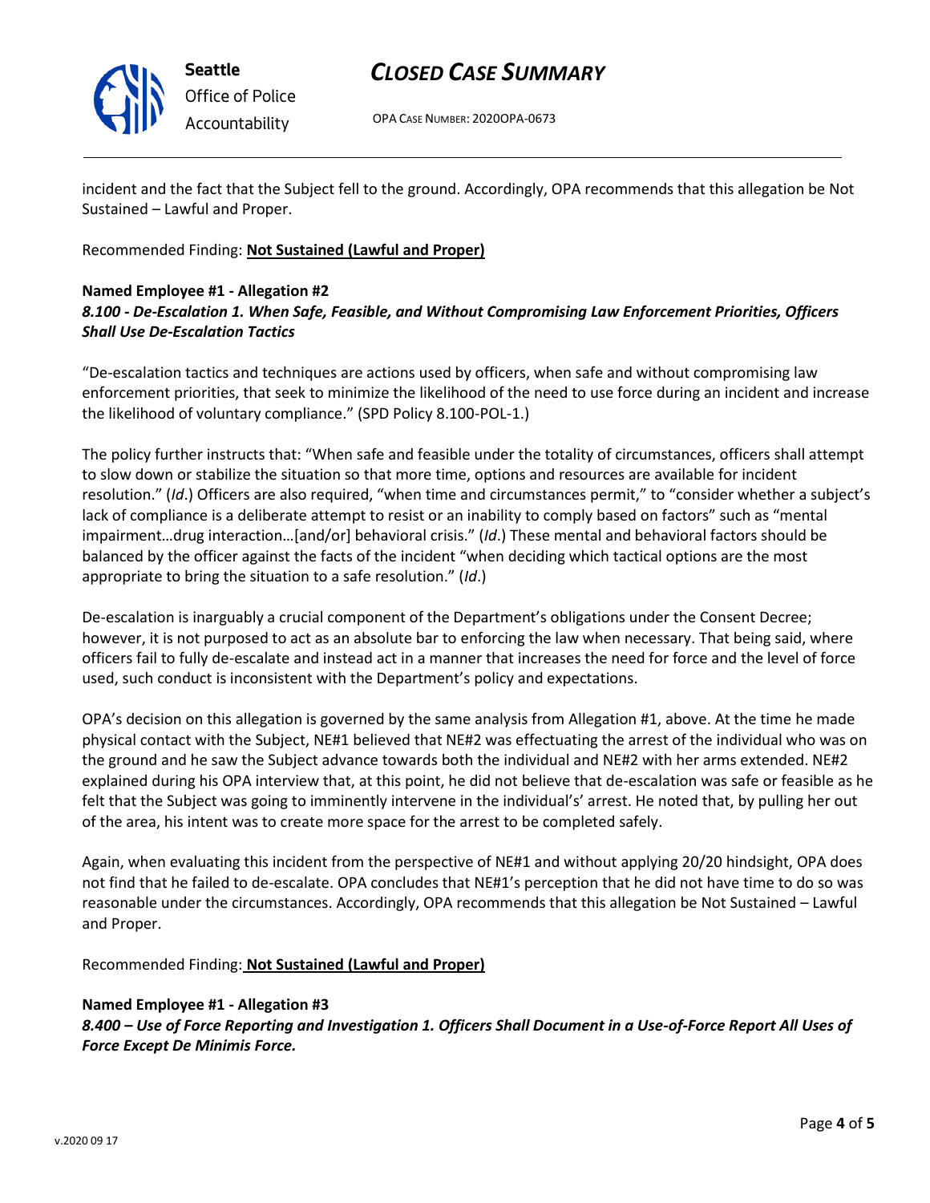incident and the fact that the Subject fell to the ground. Accordingly, OPA recommends that this allegation be Not Sustained – Lawful and Proper.

Recommended Finding: **Not Sustained (Lawful and Proper)**

**Named Employee #1 - Allegation #2**
***8.100 - De-Escalation 1. When Safe, Feasible, and Without Compromising Law Enforcement Priorities, Officers Shall Use De-Escalation Tactics***

"De-escalation tactics and techniques are actions used by officers, when safe and without compromising law enforcement priorities, that seek to minimize the likelihood of the need to use force during an incident and increase the likelihood of voluntary compliance." (SPD Policy 8.100-POL-1.)

The policy further instructs that: "When safe and feasible under the totality of circumstances, officers shall attempt to slow down or stabilize the situation so that more time, options and resources are available for incident resolution." (*Id*.) Officers are also required, "when time and circumstances permit," to "consider whether a subject's lack of compliance is a deliberate attempt to resist or an inability to comply based on factors" such as "mental impairment…drug interaction…[and/or] behavioral crisis." (*Id*.) These mental and behavioral factors should be balanced by the officer against the facts of the incident "when deciding which tactical options are the most appropriate to bring the situation to a safe resolution." (*Id*.)

De-escalation is inarguably a crucial component of the Department's obligations under the Consent Decree; however, it is not purposed to act as an absolute bar to enforcing the law when necessary. That being said, where officers fail to fully de-escalate and instead act in a manner that increases the need for force and the level of force used, such conduct is inconsistent with the Department's policy and expectations.

OPA's decision on this allegation is governed by the same analysis from Allegation #1, above. At the time he made physical contact with the Subject, NE#1 believed that NE#2 was effectuating the arrest of the individual who was on the ground and he saw the Subject advance towards both the individual and NE#2 with her arms extended. NE#2 explained during his OPA interview that, at this point, he did not believe that de-escalation was safe or feasible as he felt that the Subject was going to imminently intervene in the individual's' arrest. He noted that, by pulling her out of the area, his intent was to create more space for the arrest to be completed safely.

Again, when evaluating this incident from the perspective of NE#1 and without applying 20/20 hindsight, OPA does not find that he failed to de-escalate. OPA concludes that NE#1's perception that he did not have time to do so was reasonable under the circumstances. Accordingly, OPA recommends that this allegation be Not Sustained – Lawful and Proper.

Recommended Finding: **Not Sustained (Lawful and Proper)**

**Named Employee #1 - Allegation #3**
***8.400 – Use of Force Reporting and Investigation 1. Officers Shall Document in a Use-of-Force Report All Uses of Force Except De Minimis Force.***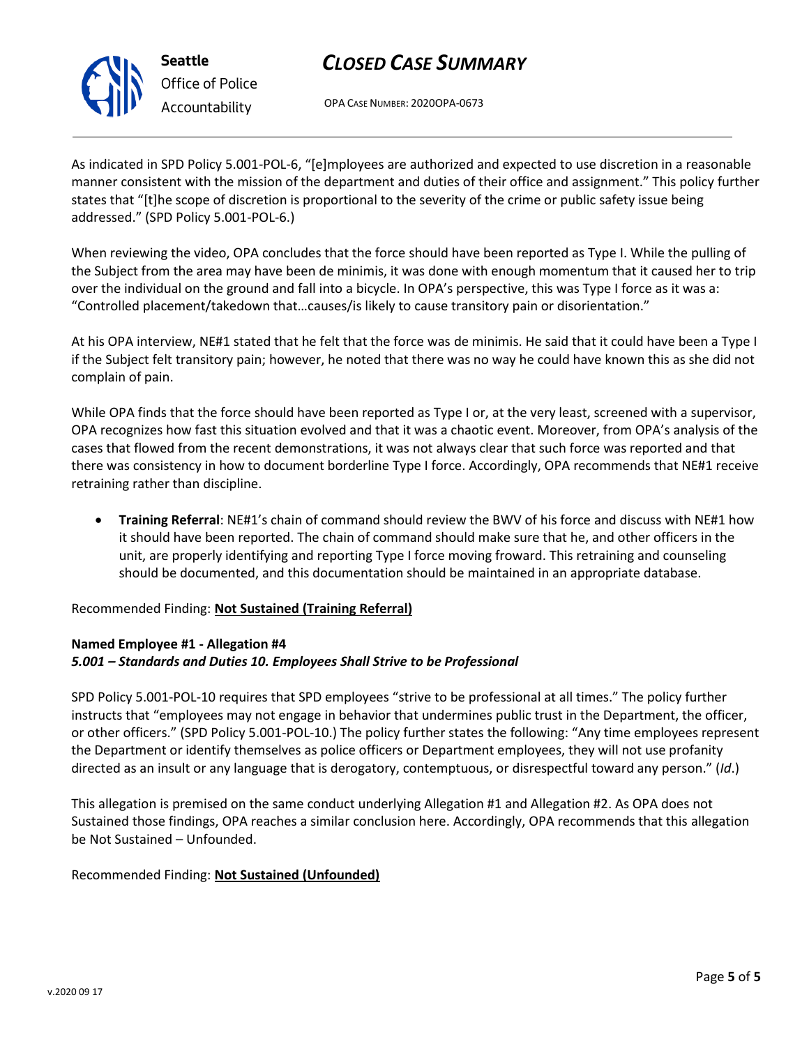As indicated in SPD Policy 5.001-POL-6, "[e]mployees are authorized and expected to use discretion in a reasonable manner consistent with the mission of the department and duties of their office and assignment." This policy further states that "[t]he scope of discretion is proportional to the severity of the crime or public safety issue being addressed." (SPD Policy 5.001-POL-6.)

When reviewing the video, OPA concludes that the force should have been reported as Type I. While the pulling of the Subject from the area may have been de minimis, it was done with enough momentum that it caused her to trip over the individual on the ground and fall into a bicycle. In OPA's perspective, this was Type I force as it was a: "Controlled placement/takedown that…causes/is likely to cause transitory pain or disorientation."

At his OPA interview, NE#1 stated that he felt that the force was de minimis. He said that it could have been a Type I if the Subject felt transitory pain; however, he noted that there was no way he could have known this as she did not complain of pain.

While OPA finds that the force should have been reported as Type I or, at the very least, screened with a supervisor, OPA recognizes how fast this situation evolved and that it was a chaotic event. Moreover, from OPA's analysis of the cases that flowed from the recent demonstrations, it was not always clear that such force was reported and that there was consistency in how to document borderline Type I force. Accordingly, OPA recommends that NE#1 receive retraining rather than discipline.

- **Training Referral**: NE#1's chain of command should review the BWV of his force and discuss with NE#1 how it should have been reported. The chain of command should make sure that he, and other officers in the unit, are properly identifying and reporting Type I force moving froward. This retraining and counseling should be documented, and this documentation should be maintained in an appropriate database.

Recommended Finding: **Not Sustained (Training Referral)**

**Named Employee #1 - Allegation #4**
***5.001 – Standards and Duties 10. Employees Shall Strive to be Professional***

SPD Policy 5.001-POL-10 requires that SPD employees "strive to be professional at all times." The policy further instructs that "employees may not engage in behavior that undermines public trust in the Department, the officer, or other officers." (SPD Policy 5.001-POL-10.) The policy further states the following: "Any time employees represent the Department or identify themselves as police officers or Department employees, they will not use profanity directed as an insult or any language that is derogatory, contemptuous, or disrespectful toward any person." (*Id*.)

This allegation is premised on the same conduct underlying Allegation #1 and Allegation #2. As OPA does not Sustained those findings, OPA reaches a similar conclusion here. Accordingly, OPA recommends that this allegation be Not Sustained – Unfounded.

Recommended Finding: **Not Sustained (Unfounded)**